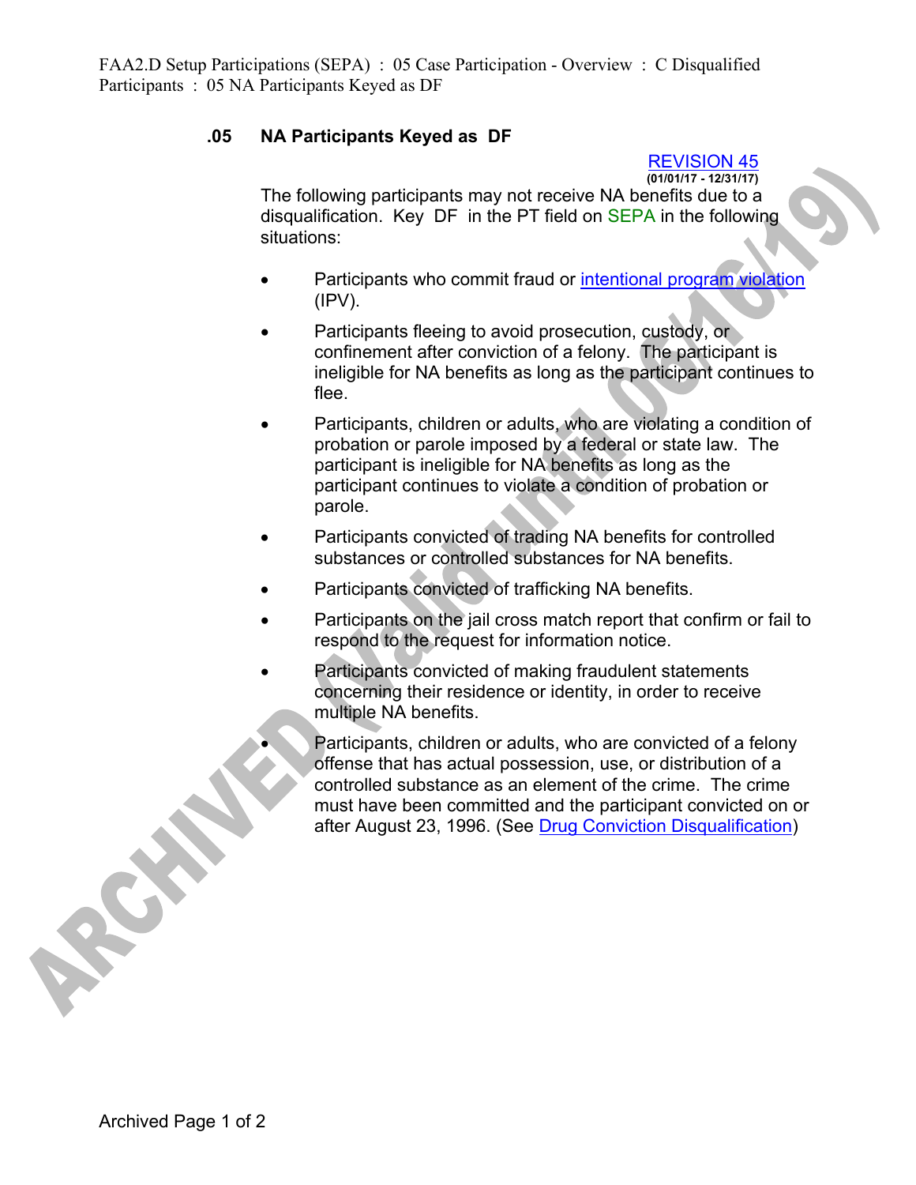### .05 NA Participants Keyed as DF

REVISION 45
(01/01/17 - 12/31/17)

The following participants may not receive NA benefits due to a disqualification. Key DF in the PT field on SEPA in the following situations:

- Participants who commit fraud or intentional program violation (IPV).
- Participants fleeing to avoid prosecution, custody, or confinement after conviction of a felony. The participant is ineligible for NA benefits as long as the participant continues to flee.
- Participants, children or adults, who are violating a condition of probation or parole imposed by a federal or state law. The participant is ineligible for NA benefits as long as the participant continues to violate a condition of probation or parole.
- Participants convicted of trading NA benefits for controlled substances or controlled substances for NA benefits.
- Participants convicted of trafficking NA benefits.
- Participants on the jail cross match report that confirm or fail to respond to the request for information notice.
- Participants convicted of making fraudulent statements concerning their residence or identity, in order to receive multiple NA benefits.
- Participants, children or adults, who are convicted of a felony offense that has actual possession, use, or distribution of a controlled substance as an element of the crime. The crime must have been committed and the participant convicted on or after August 23, 1996. (See Drug Conviction Disqualification)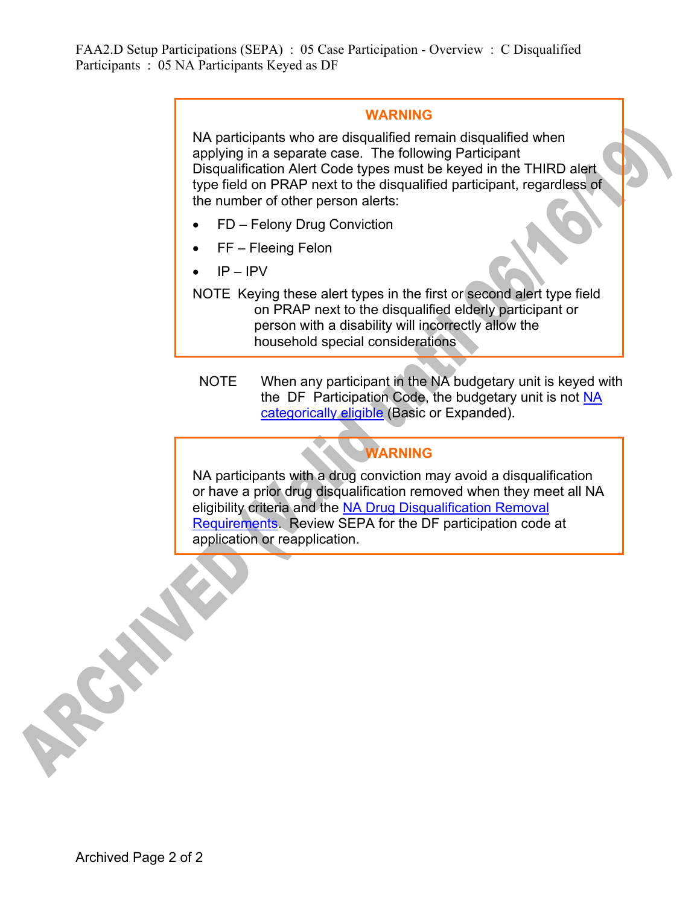**WARNING**

NA participants who are disqualified remain disqualified when applying in a separate case. The following Participant Disqualification Alert Code types must be keyed in the THIRD alert type field on PRAP next to the disqualified participant, regardless of the number of other person alerts:

- FD – Felony Drug Conviction
- FF – Fleeing Felon
- IP – IPV

NOTE Keying these alert types in the first or second alert type field on PRAP next to the disqualified elderly participant or person with a disability will incorrectly allow the household special considerations

NOTE When any participant in the NA budgetary unit is keyed with the DF Participation Code, the budgetary unit is not NA categorically eligible (Basic or Expanded).

**WARNING**

NA participants with a drug conviction may avoid a disqualification or have a prior drug disqualification removed when they meet all NA eligibility criteria and the NA Drug Disqualification Removal Requirements. Review SEPA for the DF participation code at application or reapplication.